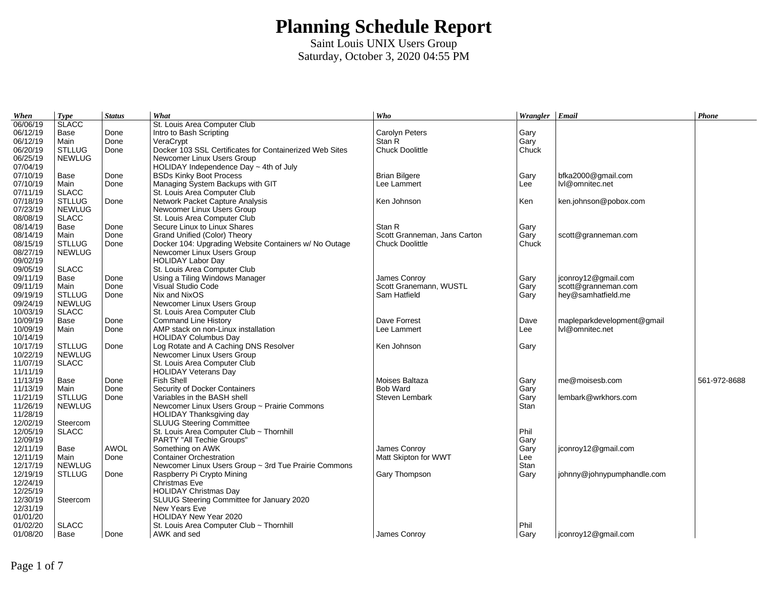# Planning Schedule Report

Saint Louis UNIX Users Group
Saturday, October 3, 2020 04:55 PM

| When | Type | Status | What | Who | Wrangler | Email | Phone |
|---|---|---|---|---|---|---|---|
| 06/06/19 | SLACC | | St. Louis Area Computer Club | | | | |
| 06/12/19 | Base | Done | Intro to Bash Scripting | Carolyn Peters | Gary | | |
| 06/12/19 | Main | Done | VeraCrypt | Stan R | Gary | | |
| 06/20/19 | STLLUG | Done | Docker 103 SSL Certificates for Containerized Web Sites | Chuck Doolittle | Chuck | | |
| 06/25/19 | NEWLUG | | Newcomer Linux Users Group | | | | |
| 07/04/19 | | | HOLIDAY Independence Day ~ 4th of July | | | | |
| 07/10/19 | Base | Done | BSDs Kinky Boot Process | Brian Bilgere | Gary | bfka2000@gmail.com | |
| 07/10/19 | Main | Done | Managing System Backups with GIT | Lee Lammert | Lee | lvl@omnitec.net | |
| 07/11/19 | SLACC | | St. Louis Area Computer Club | | | | |
| 07/18/19 | STLLUG | Done | Network Packet Capture Analysis | Ken Johnson | Ken | ken.johnson@pobox.com | |
| 07/23/19 | NEWLUG | | Newcomer Linux Users Group | | | | |
| 08/08/19 | SLACC | | St. Louis Area Computer Club | | | | |
| 08/14/19 | Base | Done | Secure Linux to Linux Shares | Stan R | Gary | | |
| 08/14/19 | Main | Done | Grand Unified (Color) Theory | Scott Granneman, Jans Carton | Gary | scott@granneman.com | |
| 08/15/19 | STLLUG | Done | Docker 104: Upgrading Website Containers w/ No Outage | Chuck Doolittle | Chuck | | |
| 08/27/19 | NEWLUG | | Newcomer Linux Users Group | | | | |
| 09/02/19 | | | HOLIDAY Labor Day | | | | |
| 09/05/19 | SLACC | | St. Louis Area Computer Club | | | | |
| 09/11/19 | Base | Done | Using a Tiling Windows Manager | James Conroy | Gary | jconroy12@gmail.com | |
| 09/11/19 | Main | Done | Visual Studio Code | Scott Granemann, WUSTL | Gary | scott@granneman.com | |
| 09/19/19 | STLLUG | Done | Nix and NixOS | Sam Hatfield | Gary | hey@samhatfield.me | |
| 09/24/19 | NEWLUG | | Newcomer Linux Users Group | | | | |
| 10/03/19 | SLACC | | St. Louis Area Computer Club | | | | |
| 10/09/19 | Base | Done | Command Line History | Dave Forrest | Dave | mapleparkdevelopment@gmail | |
| 10/09/19 | Main | Done | AMP stack on non-Linux installation | Lee Lammert | Lee | lvl@omnitec.net | |
| 10/14/19 | | | HOLIDAY Columbus Day | | | | |
| 10/17/19 | STLLUG | Done | Log Rotate and A Caching DNS Resolver | Ken Johnson | Gary | | |
| 10/22/19 | NEWLUG | | Newcomer Linux Users Group | | | | |
| 11/07/19 | SLACC | | St. Louis Area Computer Club | | | | |
| 11/11/19 | | | HOLIDAY Veterans Day | | | | |
| 11/13/19 | Base | Done | Fish Shell | Moises Baltaza | Gary | me@moisesb.com | 561-972-8688 |
| 11/13/19 | Main | Done | Security of Docker Containers | Bob Ward | Gary | | |
| 11/21/19 | STLLUG | Done | Variables in the BASH shell | Steven Lembark | Gary | lembark@wrkhors.com | |
| 11/26/19 | NEWLUG | | Newcomer Linux Users Group ~ Prairie Commons | | Stan | | |
| 11/28/19 | | | HOLIDAY Thanksgiving day | | | | |
| 12/02/19 | Steercom | | SLUUG Steering Committee | | | | |
| 12/05/19 | SLACC | | St. Louis Area Computer Club ~ Thornhill | | Phil | | |
| 12/09/19 | | | PARTY "All Techie Groups" | | Gary | | |
| 12/11/19 | Base | AWOL | Something on AWK | James Conroy | Gary | jconroy12@gmail.com | |
| 12/11/19 | Main | Done | Container Orchestration | Matt Skipton for WWT | Lee | | |
| 12/17/19 | NEWLUG | | Newcomer Linux Users Group ~ 3rd Tue Prairie Commons | | Stan | | |
| 12/19/19 | STLLUG | Done | Raspberry Pi Crypto Mining | Gary Thompson | Gary | johnny@johnypumphandle.com | |
| 12/24/19 | | | Christmas Eve | | | | |
| 12/25/19 | | | HOLIDAY Christmas Day | | | | |
| 12/30/19 | Steercom | | SLUUG Steering Committee for January 2020 | | | | |
| 12/31/19 | | | New Years Eve | | | | |
| 01/01/20 | | | HOLIDAY New Year 2020 | | | | |
| 01/02/20 | SLACC | | St. Louis Area Computer Club ~ Thornhill | | Phil | | |
| 01/08/20 | Base | Done | AWK and sed | James Conroy | Gary | jconroy12@gmail.com | |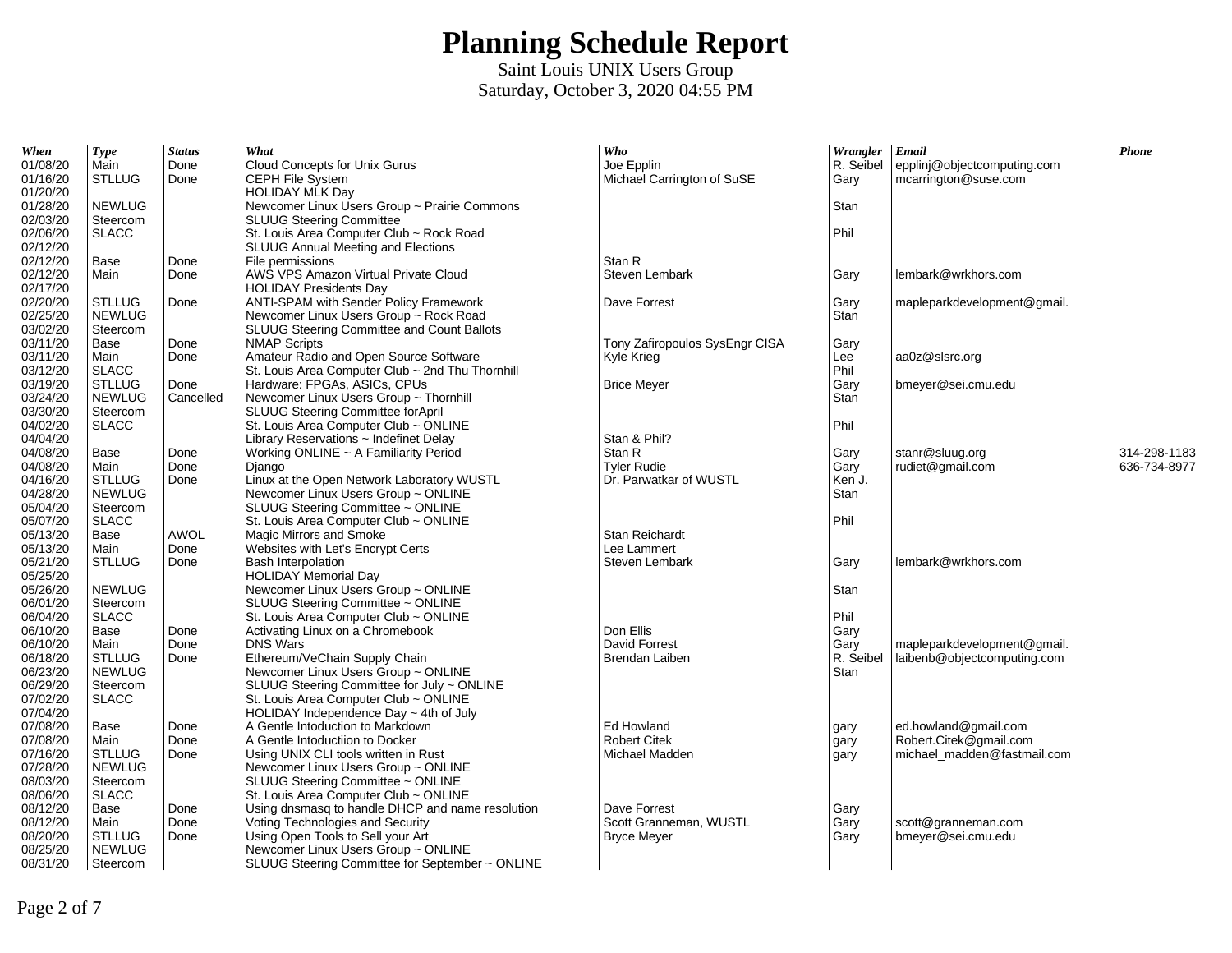# Planning Schedule Report

Saint Louis UNIX Users Group
Saturday, October 3, 2020 04:55 PM

| *When* | *Type* | *Status* | *What* | *Who* | *Wrangler* | *Email* | *Phone* |
|---|---|---|---|---|---|---|---|
| 01/08/20 | Main | Done | Cloud Concepts for Unix Gurus | Joe Epplin | R. Seibel | epplinj@objectcomputing.com | |
| 01/16/20 | STLLUG | Done | CEPH File System | Michael Carrington of SuSE | Gary | mcarrington@suse.com | |
| 01/20/20 | | | HOLIDAY MLK Day | | | | |
| 01/28/20 | NEWLUG | | Newcomer Linux Users Group ~ Prairie Commons | | Stan | | |
| 02/03/20 | Steercom | | SLUUG Steering Committee | | | | |
| 02/06/20 | SLACC | | St. Louis Area Computer Club ~ Rock Road | | Phil | | |
| 02/12/20 | | | SLUUG Annual Meeting and Elections | | | | |
| 02/12/20 | Base | Done | File permissions | Stan R | | | |
| 02/12/20 | Main | Done | AWS VPS Amazon Virtual Private Cloud | Steven Lembark | Gary | lembark@wrkhors.com | |
| 02/17/20 | | | HOLIDAY Presidents Day | | | | |
| 02/20/20 | STLLUG | Done | ANTI-SPAM with Sender Policy Framework | Dave Forrest | Gary | mapleparkdevelopment@gmail. | |
| 02/25/20 | NEWLUG | | Newcomer Linux Users Group ~ Rock Road | | Stan | | |
| 03/02/20 | Steercom | | SLUUG Steering Committee and Count Ballots | | | | |
| 03/11/20 | Base | Done | NMAP Scripts | Tony Zafiropoulos SysEngr CISA | Gary | | |
| 03/11/20 | Main | Done | Amateur Radio and Open Source Software | Kyle Krieg | Lee | aa0z@slsrc.org | |
| 03/12/20 | SLACC | | St. Louis Area Computer Club ~ 2nd Thu Thornhill | | Phil | | |
| 03/19/20 | STLLUG | Done | Hardware: FPGAs, ASICs, CPUs | Brice Meyer | Gary | bmeyer@sei.cmu.edu | |
| 03/24/20 | NEWLUG | Cancelled | Newcomer Linux Users Group ~ Thornhill | | Stan | | |
| 03/30/20 | Steercom | | SLUUG Steering Committee forApril | | | | |
| 04/02/20 | SLACC | | St. Louis Area Computer Club ~ ONLINE | | Phil | | |
| 04/04/20 | | | Library Reservations ~ Indefinet Delay | Stan & Phil? | | | |
| 04/08/20 | Base | Done | Working ONLINE ~ A Familiarity Period | Stan R | Gary | stanr@sluug.org | 314-298-1183 |
| 04/08/20 | Main | Done | Django | Tyler Rudie | Gary | rudiet@gmail.com | 636-734-8977 |
| 04/16/20 | STLLUG | Done | Linux at the Open Network Laboratory WUSTL | Dr. Parwatkar of WUSTL | Ken J. | | |
| 04/28/20 | NEWLUG | | Newcomer Linux Users Group ~ ONLINE | | Stan | | |
| 05/04/20 | Steercom | | SLUUG Steering Committee ~ ONLINE | | | | |
| 05/07/20 | SLACC | | St. Louis Area Computer Club ~ ONLINE | | Phil | | |
| 05/13/20 | Base | AWOL | Magic Mirrors and Smoke | Stan Reichardt | | | |
| 05/13/20 | Main | Done | Websites with Let's Encrypt Certs | Lee Lammert | | | |
| 05/21/20 | STLLUG | Done | Bash Interpolation | Steven Lembark | Gary | lembark@wrkhors.com | |
| 05/25/20 | | | HOLIDAY Memorial Day | | | | |
| 05/26/20 | NEWLUG | | Newcomer Linux Users Group ~ ONLINE | | Stan | | |
| 06/01/20 | Steercom | | SLUUG Steering Committee ~ ONLINE | | | | |
| 06/04/20 | SLACC | | St. Louis Area Computer Club ~ ONLINE | | Phil | | |
| 06/10/20 | Base | Done | Activating Linux on a Chromebook | Don Ellis | Gary | | |
| 06/10/20 | Main | Done | DNS Wars | David Forrest | Gary | mapleparkdevelopment@gmail. | |
| 06/18/20 | STLLUG | Done | Ethereum/VeChain Supply Chain | Brendan Laiben | R. Seibel | laibenb@objectcomputing.com | |
| 06/23/20 | NEWLUG | | Newcomer Linux Users Group ~ ONLINE | | Stan | | |
| 06/29/20 | Steercom | | SLUUG Steering Committee for July ~ ONLINE | | | | |
| 07/02/20 | SLACC | | St. Louis Area Computer Club ~ ONLINE | | | | |
| 07/04/20 | | | HOLIDAY Independence Day ~ 4th of July | | | | |
| 07/08/20 | Base | Done | A Gentle Intoduction to Markdown | Ed Howland | gary | ed.howland@gmail.com | |
| 07/08/20 | Main | Done | A Gentle Intoductiion to Docker | Robert Citek | gary | Robert.Citek@gmail.com | |
| 07/16/20 | STLLUG | Done | Using UNIX CLI tools written in Rust | Michael Madden | gary | michael_madden@fastmail.com | |
| 07/28/20 | NEWLUG | | Newcomer Linux Users Group ~ ONLINE | | | | |
| 08/03/20 | Steercom | | SLUUG Steering Committee ~ ONLINE | | | | |
| 08/06/20 | SLACC | | St. Louis Area Computer Club ~ ONLINE | | | | |
| 08/12/20 | Base | Done | Using dnsmasq to handle DHCP and name resolution | Dave Forrest | Gary | | |
| 08/12/20 | Main | Done | Voting Technologies and Security | Scott Granneman, WUSTL | Gary | scott@granneman.com | |
| 08/20/20 | STLLUG | Done | Using Open Tools to Sell your Art | Bryce Meyer | Gary | bmeyer@sei.cmu.edu | |
| 08/25/20 | NEWLUG | | Newcomer Linux Users Group ~ ONLINE | | | | |
| 08/31/20 | Steercom | | SLUUG Steering Committee for September ~ ONLINE | | | | |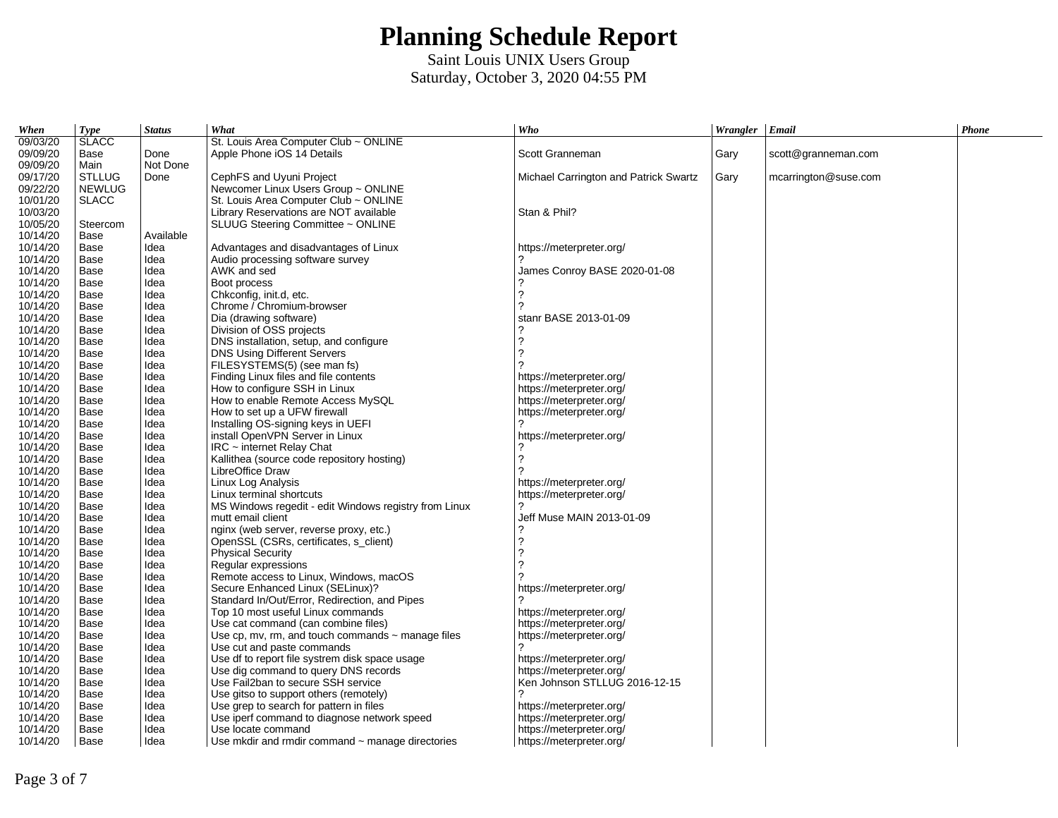# Planning Schedule Report

Saint Louis UNIX Users Group
Saturday, October 3, 2020 04:55 PM

| When | Type | Status | What | Who | Wrangler | Email | Phone |
|---|---|---|---|---|---|---|---|
| 09/03/20 | SLACC | | St. Louis Area Computer Club ~ ONLINE | | | | |
| 09/09/20 | Base | Done | Apple Phone iOS 14 Details | Scott Granneman | Gary | scott@granneman.com | |
| 09/09/20 | Main | Not Done | | | | | |
| 09/17/20 | STLLUG | Done | CephFS and Uyuni Project | Michael Carrington and Patrick Swartz | Gary | mcarrington@suse.com | |
| 09/22/20 | NEWLUG | | Newcomer Linux Users Group ~ ONLINE | | | | |
| 10/01/20 | SLACC | | St. Louis Area Computer Club ~ ONLINE | | | | |
| 10/03/20 | | | Library Reservations are NOT available | Stan & Phil? | | | |
| 10/05/20 | Steercom | | SLUUG Steering Committee ~ ONLINE | | | | |
| 10/14/20 | Base | Available | | | | | |
| 10/14/20 | Base | Idea | Advantages and disadvantages of Linux | https://meterpreter.org/ | | | |
| 10/14/20 | Base | Idea | Audio processing software survey | ? | | | |
| 10/14/20 | Base | Idea | AWK and sed | James Conroy BASE 2020-01-08 | | | |
| 10/14/20 | Base | Idea | Boot process | ? | | | |
| 10/14/20 | Base | Idea | Chkconfig, init.d, etc. | ? | | | |
| 10/14/20 | Base | Idea | Chrome / Chromium-browser | ? | | | |
| 10/14/20 | Base | Idea | Dia (drawing software) | stanr BASE 2013-01-09 | | | |
| 10/14/20 | Base | Idea | Division of OSS projects | ? | | | |
| 10/14/20 | Base | Idea | DNS installation, setup, and configure | ? | | | |
| 10/14/20 | Base | Idea | DNS Using Different Servers | ? | | | |
| 10/14/20 | Base | Idea | FILESYSTEMS(5) (see man fs) | ? | | | |
| 10/14/20 | Base | Idea | Finding Linux files and file contents | https://meterpreter.org/ | | | |
| 10/14/20 | Base | Idea | How to configure SSH in Linux | https://meterpreter.org/ | | | |
| 10/14/20 | Base | Idea | How to enable Remote Access MySQL | https://meterpreter.org/ | | | |
| 10/14/20 | Base | Idea | How to set up a UFW firewall | https://meterpreter.org/ | | | |
| 10/14/20 | Base | Idea | Installing OS-signing keys in UEFI | ? | | | |
| 10/14/20 | Base | Idea | install OpenVPN Server in Linux | https://meterpreter.org/ | | | |
| 10/14/20 | Base | Idea | IRC ~ internet Relay Chat | ? | | | |
| 10/14/20 | Base | Idea | Kallithea (source code repository hosting) | ? | | | |
| 10/14/20 | Base | Idea | LibreOffice Draw | ? | | | |
| 10/14/20 | Base | Idea | Linux Log Analysis | https://meterpreter.org/ | | | |
| 10/14/20 | Base | Idea | Linux terminal shortcuts | https://meterpreter.org/ | | | |
| 10/14/20 | Base | Idea | MS Windows regedit - edit Windows registry from Linux | ? | | | |
| 10/14/20 | Base | Idea | mutt email client | Jeff Muse MAIN 2013-01-09 | | | |
| 10/14/20 | Base | Idea | nginx (web server, reverse proxy, etc.) | ? | | | |
| 10/14/20 | Base | Idea | OpenSSL (CSRs, certificates, s_client) | ? | | | |
| 10/14/20 | Base | Idea | Physical Security | ? | | | |
| 10/14/20 | Base | Idea | Regular expressions | ? | | | |
| 10/14/20 | Base | Idea | Remote access to Linux, Windows, macOS | ? | | | |
| 10/14/20 | Base | Idea | Secure Enhanced Linux (SELinux)? | https://meterpreter.org/ | | | |
| 10/14/20 | Base | Idea | Standard In/Out/Error, Redirection, and Pipes | ? | | | |
| 10/14/20 | Base | Idea | Top 10 most useful Linux commands | https://meterpreter.org/ | | | |
| 10/14/20 | Base | Idea | Use cat command (can combine files) | https://meterpreter.org/ | | | |
| 10/14/20 | Base | Idea | Use cp, mv, rm, and touch commands ~ manage files | https://meterpreter.org/ | | | |
| 10/14/20 | Base | Idea | Use cut and paste commands | ? | | | |
| 10/14/20 | Base | Idea | Use df to report file systrem disk space usage | https://meterpreter.org/ | | | |
| 10/14/20 | Base | Idea | Use dig command to query DNS records | https://meterpreter.org/ | | | |
| 10/14/20 | Base | Idea | Use Fail2ban to secure SSH service | Ken Johnson STLLUG 2016-12-15 | | | |
| 10/14/20 | Base | Idea | Use gitso to support others (remotely) | ? | | | |
| 10/14/20 | Base | Idea | Use grep to search for pattern in files | https://meterpreter.org/ | | | |
| 10/14/20 | Base | Idea | Use iperf command to diagnose network speed | https://meterpreter.org/ | | | |
| 10/14/20 | Base | Idea | Use locate command | https://meterpreter.org/ | | | |
| 10/14/20 | Base | Idea | Use mkdir and rmdir command ~ manage directories | https://meterpreter.org/ | | | |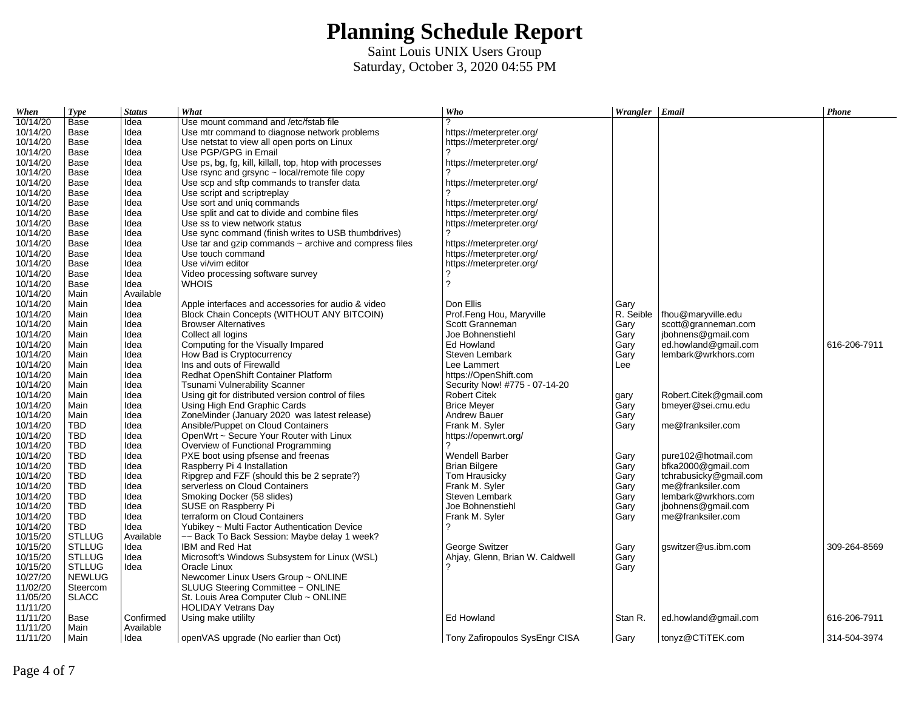# Planning Schedule Report

Saint Louis UNIX Users Group
Saturday, October 3, 2020 04:55 PM

| *When* | *Type* | *Status* | *What* | *Who* | *Wrangler* | *Email* | *Phone* |
|---|---|---|---|---|---|---|---|
| 10/14/20 | Base | Idea | Use mount command and /etc/fstab file | ? | | | |
| 10/14/20 | Base | Idea | Use mtr command to diagnose network problems | https://meterpreter.org/ | | | |
| 10/14/20 | Base | Idea | Use netstat to view all open ports on Linux | https://meterpreter.org/ | | | |
| 10/14/20 | Base | Idea | Use PGP/GPG in Email | ? | | | |
| 10/14/20 | Base | Idea | Use ps, bg, fg, kill, killall, top, htop with processes | https://meterpreter.org/ | | | |
| 10/14/20 | Base | Idea | Use rsync and grsync ~ local/remote file copy | ? | | | |
| 10/14/20 | Base | Idea | Use scp and sftp commands to transfer data | https://meterpreter.org/ | | | |
| 10/14/20 | Base | Idea | Use script and scriptreplay | ? | | | |
| 10/14/20 | Base | Idea | Use sort and uniq commands | https://meterpreter.org/ | | | |
| 10/14/20 | Base | Idea | Use split and cat to divide and combine files | https://meterpreter.org/ | | | |
| 10/14/20 | Base | Idea | Use ss to view network status | https://meterpreter.org/ | | | |
| 10/14/20 | Base | Idea | Use sync command (finish writes to USB thumbdrives) | ? | | | |
| 10/14/20 | Base | Idea | Use tar and gzip commands ~ archive and compress files | https://meterpreter.org/ | | | |
| 10/14/20 | Base | Idea | Use touch command | https://meterpreter.org/ | | | |
| 10/14/20 | Base | Idea | Use vi/vim editor | https://meterpreter.org/ | | | |
| 10/14/20 | Base | Idea | Video processing software survey | ? | | | |
| 10/14/20 | Base | Idea | WHOIS | ? | | | |
| 10/14/20 | Main | Available | | | | | |
| 10/14/20 | Main | Idea | Apple interfaces and accessories for audio & video | Don Ellis | Gary | | |
| 10/14/20 | Main | Idea | Block Chain Concepts (WITHOUT ANY BITCOIN) | Prof.Feng Hou, Maryville | R. Seible | fhou@maryville.edu | |
| 10/14/20 | Main | Idea | Browser Alternatives | Scott Granneman | Gary | scott@granneman.com | |
| 10/14/20 | Main | Idea | Collect all logins | Joe Bohnenstiehl | Gary | jbohnens@gmail.com | |
| 10/14/20 | Main | Idea | Computing for the Visually Impared | Ed Howland | Gary | ed.howland@gmail.com | 616-206-7911 |
| 10/14/20 | Main | Idea | How Bad is Cryptocurrency | Steven Lembark | Gary | lembark@wrkhors.com | |
| 10/14/20 | Main | Idea | Ins and outs of Firewalld | Lee Lammert | Lee | | |
| 10/14/20 | Main | Idea | Redhat OpenShift Container Platform | https://OpenShift.com | | | |
| 10/14/20 | Main | Idea | Tsunami Vulnerability Scanner | Security Now! #775 - 07-14-20 | | | |
| 10/14/20 | Main | Idea | Using git for distributed version control of files | Robert Citek | gary | Robert.Citek@gmail.com | |
| 10/14/20 | Main | Idea | Using High End Graphic Cards | Brice Meyer | Gary | bmeyer@sei.cmu.edu | |
| 10/14/20 | Main | Idea | ZoneMinder (January 2020 was latest release) | Andrew Bauer | Gary | | |
| 10/14/20 | TBD | Idea | Ansible/Puppet on Cloud Containers | Frank M. Syler | Gary | me@franksiler.com | |
| 10/14/20 | TBD | Idea | OpenWrt ~ Secure Your Router with Linux | https://openwrt.org/ | | | |
| 10/14/20 | TBD | Idea | Overview of Functional Programming | ? | | | |
| 10/14/20 | TBD | Idea | PXE boot using pfsense and freenas | Wendell Barber | Gary | pure102@hotmail.com | |
| 10/14/20 | TBD | Idea | Raspberry Pi 4 Installation | Brian Bilgere | Gary | bfka2000@gmail.com | |
| 10/14/20 | TBD | Idea | Ripgrep and FZF (should this be 2 seprate?) | Tom Hrausicky | Gary | tchrabusicky@gmail.com | |
| 10/14/20 | TBD | Idea | serverless on Cloud Containers | Frank M. Syler | Gary | me@franksiler.com | |
| 10/14/20 | TBD | Idea | Smoking Docker (58 slides) | Steven Lembark | Gary | lembark@wrkhors.com | |
| 10/14/20 | TBD | Idea | SUSE on Raspberry Pi | Joe Bohnenstiehl | Gary | jbohnens@gmail.com | |
| 10/14/20 | TBD | Idea | terraform on Cloud Containers | Frank M. Syler | Gary | me@franksiler.com | |
| 10/14/20 | TBD | Idea | Yubikey ~ Multi Factor Authentication Device | ? | | | |
| 10/15/20 | STLLUG | Available | ~~ Back To Back Session: Maybe delay 1 week? | | | | |
| 10/15/20 | STLLUG | Idea | IBM and Red Hat | George Switzer | Gary | gswitzer@us.ibm.com | 309-264-8569 |
| 10/15/20 | STLLUG | Idea | Microsoft's Windows Subsystem for Linux (WSL) | Ahjay, Glenn, Brian W. Caldwell | Gary | | |
| 10/15/20 | STLLUG | Idea | Oracle Linux | ? | Gary | | |
| 10/27/20 | NEWLUG | | Newcomer Linux Users Group ~ ONLINE | | | | |
| 11/02/20 | Steercom | | SLUUG Steering Committee ~ ONLINE | | | | |
| 11/05/20 | SLACC | | St. Louis Area Computer Club ~ ONLINE | | | | |
| 11/11/20 | | | HOLIDAY Vetrans Day | | | | |
| 11/11/20 | Base | Confirmed | Using make utililty | Ed Howland | Stan R. | ed.howland@gmail.com | 616-206-7911 |
| 11/11/20 | Main | Available | | | | | |
| 11/11/20 | Main | Idea | openVAS upgrade (No earlier than Oct) | Tony Zafiropoulos SysEngr CISA | Gary | tonyz@CTiTEK.com | 314-504-3974 |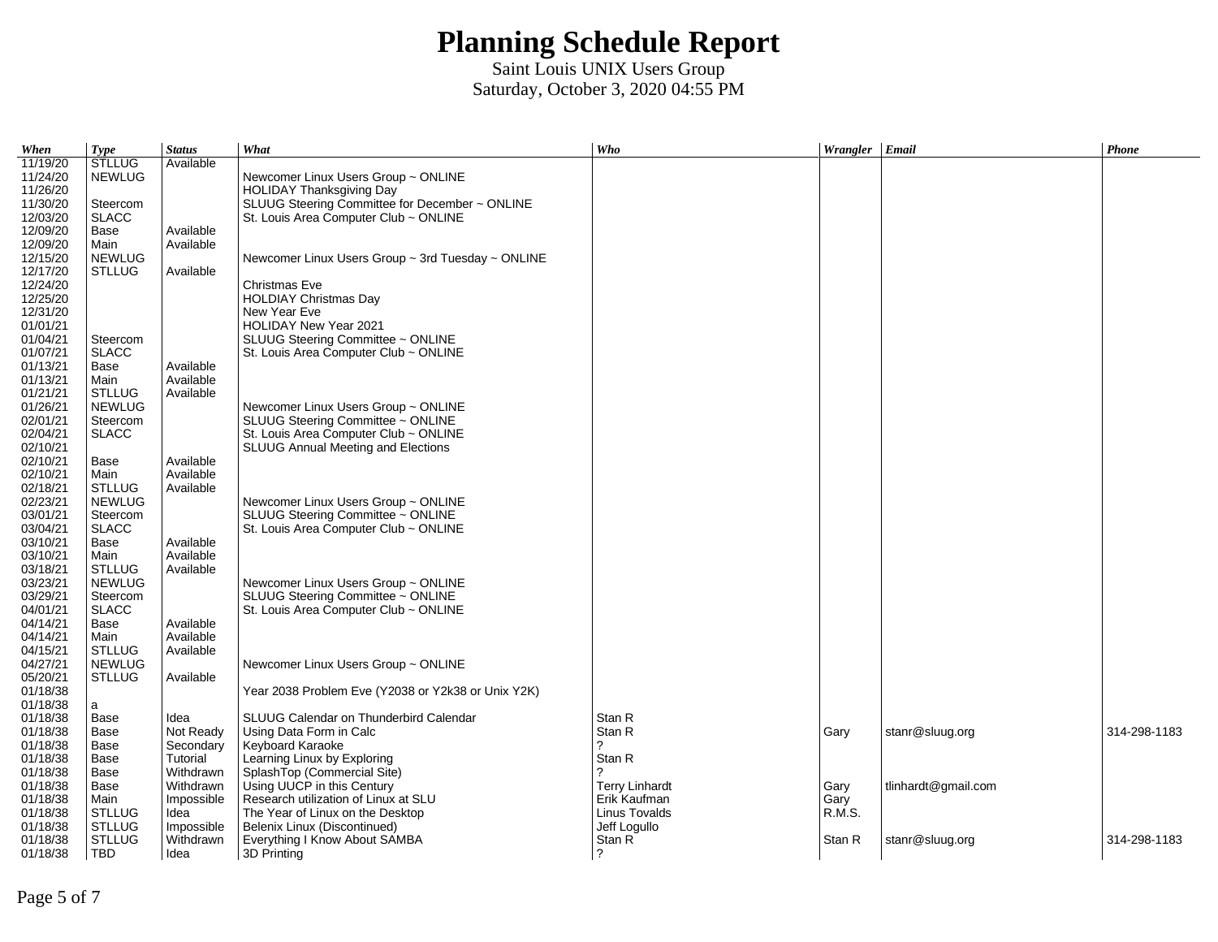# Planning Schedule Report

Saint Louis UNIX Users Group
Saturday, October 3, 2020 04:55 PM

| When | Type | Status | What | Who | Wrangler | Email | Phone |
|---|---|---|---|---|---|---|---|
| 11/19/20 | STLLUG | Available | | | | | |
| 11/24/20 | NEWLUG | | Newcomer Linux Users Group ~ ONLINE | | | | |
| 11/26/20 | | | HOLIDAY Thanksgiving Day | | | | |
| 11/30/20 | Steercom | | SLUUG Steering Committee for December ~ ONLINE | | | | |
| 12/03/20 | SLACC | | St. Louis Area Computer Club ~ ONLINE | | | | |
| 12/09/20 | Base | Available | | | | | |
| 12/09/20 | Main | Available | | | | | |
| 12/15/20 | NEWLUG | | Newcomer Linux Users Group ~ 3rd Tuesday ~ ONLINE | | | | |
| 12/17/20 | STLLUG | Available | | | | | |
| 12/24/20 | | | Christmas Eve | | | | |
| 12/25/20 | | | HOLDIAY Christmas Day | | | | |
| 12/31/20 | | | New Year Eve | | | | |
| 01/01/21 | | | HOLIDAY New Year 2021 | | | | |
| 01/04/21 | Steercom | | SLUUG Steering Committee ~ ONLINE | | | | |
| 01/07/21 | SLACC | | St. Louis Area Computer Club ~ ONLINE | | | | |
| 01/13/21 | Base | Available | | | | | |
| 01/13/21 | Main | Available | | | | | |
| 01/21/21 | STLLUG | Available | | | | | |
| 01/26/21 | NEWLUG | | Newcomer Linux Users Group ~ ONLINE | | | | |
| 02/01/21 | Steercom | | SLUUG Steering Committee ~ ONLINE | | | | |
| 02/04/21 | SLACC | | St. Louis Area Computer Club ~ ONLINE | | | | |
| 02/10/21 | | | SLUUG Annual Meeting and Elections | | | | |
| 02/10/21 | Base | Available | | | | | |
| 02/10/21 | Main | Available | | | | | |
| 02/18/21 | STLLUG | Available | | | | | |
| 02/23/21 | NEWLUG | | Newcomer Linux Users Group ~ ONLINE | | | | |
| 03/01/21 | Steercom | | SLUUG Steering Committee ~ ONLINE | | | | |
| 03/04/21 | SLACC | | St. Louis Area Computer Club ~ ONLINE | | | | |
| 03/10/21 | Base | Available | | | | | |
| 03/10/21 | Main | Available | | | | | |
| 03/18/21 | STLLUG | Available | | | | | |
| 03/23/21 | NEWLUG | | Newcomer Linux Users Group ~ ONLINE | | | | |
| 03/29/21 | Steercom | | SLUUG Steering Committee ~ ONLINE | | | | |
| 04/01/21 | SLACC | | St. Louis Area Computer Club ~ ONLINE | | | | |
| 04/14/21 | Base | Available | | | | | |
| 04/14/21 | Main | Available | | | | | |
| 04/15/21 | STLLUG | Available | | | | | |
| 04/27/21 | NEWLUG | | Newcomer Linux Users Group ~ ONLINE | | | | |
| 05/20/21 | STLLUG | Available | | | | | |
| 01/18/38 | | | Year 2038 Problem Eve (Y2038 or Y2k38 or Unix Y2K) | | | | |
| 01/18/38 | a | | | | | | |
| 01/18/38 | Base | Idea | SLUUG Calendar on Thunderbird Calendar | Stan R | | | |
| 01/18/38 | Base | Not Ready | Using Data Form in Calc | Stan R | Gary | stanr@sluug.org | 314-298-1183 |
| 01/18/38 | Base | Secondary | Keyboard Karaoke | ? | | | |
| 01/18/38 | Base | Tutorial | Learning Linux by Exploring | Stan R | | | |
| 01/18/38 | Base | Withdrawn | SplashTop (Commercial Site) | ? | | | |
| 01/18/38 | Base | Withdrawn | Using UUCP in this Century | Terry Linhardt | Gary | tlinhardt@gmail.com | |
| 01/18/38 | Main | Impossible | Research utilization of Linux at SLU | Erik Kaufman | Gary | | |
| 01/18/38 | STLLUG | Idea | The Year of Linux on the Desktop | Linus Tovalds | R.M.S. | | |
| 01/18/38 | STLLUG | Impossible | Belenix Linux (Discontinued) | Jeff Logullo | | | |
| 01/18/38 | STLLUG | Withdrawn | Everything I Know About SAMBA | Stan R | Stan R | stanr@sluug.org | 314-298-1183 |
| 01/18/38 | TBD | Idea | 3D Printing | ? | | | |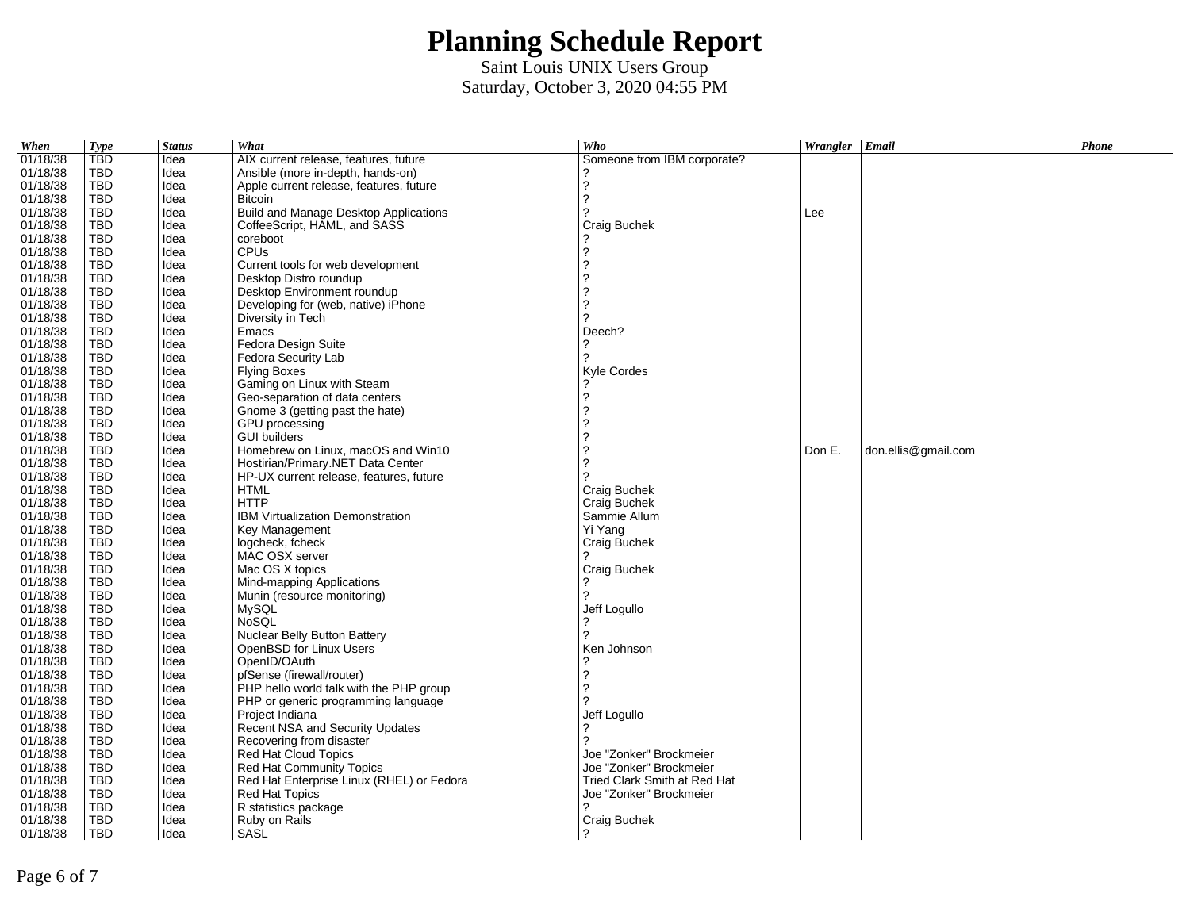# Planning Schedule Report

Saint Louis UNIX Users Group

Saturday, October 3, 2020 04:55 PM

| When | Type | Status | What | Who | Wrangler | Email | Phone |
|---|---|---|---|---|---|---|---|
| 01/18/38 | TBD | Idea | AIX current release, features, future | Someone from IBM corporate? | | | |
| 01/18/38 | TBD | Idea | Ansible (more in-depth, hands-on) | ? | | | |
| 01/18/38 | TBD | Idea | Apple current release, features, future | ? | | | |
| 01/18/38 | TBD | Idea | Bitcoin | ? | | | |
| 01/18/38 | TBD | Idea | Build and Manage Desktop Applications | ? | Lee | | |
| 01/18/38 | TBD | Idea | CoffeeScript, HAML, and SASS | Craig Buchek | | | |
| 01/18/38 | TBD | Idea | coreboot | ? | | | |
| 01/18/38 | TBD | Idea | CPUs | ? | | | |
| 01/18/38 | TBD | Idea | Current tools for web development | ? | | | |
| 01/18/38 | TBD | Idea | Desktop Distro roundup | ? | | | |
| 01/18/38 | TBD | Idea | Desktop Environment roundup | ? | | | |
| 01/18/38 | TBD | Idea | Developing for (web, native) iPhone | ? | | | |
| 01/18/38 | TBD | Idea | Diversity in Tech | ? | | | |
| 01/18/38 | TBD | Idea | Emacs | Deech? | | | |
| 01/18/38 | TBD | Idea | Fedora Design Suite | ? | | | |
| 01/18/38 | TBD | Idea | Fedora Security Lab | ? | | | |
| 01/18/38 | TBD | Idea | Flying Boxes | Kyle Cordes | | | |
| 01/18/38 | TBD | Idea | Gaming on Linux with Steam | ? | | | |
| 01/18/38 | TBD | Idea | Geo-separation of data centers | ? | | | |
| 01/18/38 | TBD | Idea | Gnome 3 (getting past the hate) | ? | | | |
| 01/18/38 | TBD | Idea | GPU processing | ? | | | |
| 01/18/38 | TBD | Idea | GUI builders | ? | | | |
| 01/18/38 | TBD | Idea | Homebrew on Linux, macOS and Win10 | ? | Don E. | don.ellis@gmail.com | |
| 01/18/38 | TBD | Idea | Hostirian/Primary.NET Data Center | ? | | | |
| 01/18/38 | TBD | Idea | HP-UX current release, features, future | ? | | | |
| 01/18/38 | TBD | Idea | HTML | Craig Buchek | | | |
| 01/18/38 | TBD | Idea | HTTP | Craig Buchek | | | |
| 01/18/38 | TBD | Idea | IBM Virtualization Demonstration | Sammie Allum | | | |
| 01/18/38 | TBD | Idea | Key Management | Yi Yang | | | |
| 01/18/38 | TBD | Idea | logcheck, fcheck | Craig Buchek | | | |
| 01/18/38 | TBD | Idea | MAC OSX server | ? | | | |
| 01/18/38 | TBD | Idea | Mac OS X topics | Craig Buchek | | | |
| 01/18/38 | TBD | Idea | Mind-mapping Applications | ? | | | |
| 01/18/38 | TBD | Idea | Munin (resource monitoring) | ? | | | |
| 01/18/38 | TBD | Idea | MySQL | Jeff Logullo | | | |
| 01/18/38 | TBD | Idea | NoSQL | ? | | | |
| 01/18/38 | TBD | Idea | Nuclear Belly Button Battery | ? | | | |
| 01/18/38 | TBD | Idea | OpenBSD for Linux Users | Ken Johnson | | | |
| 01/18/38 | TBD | Idea | OpenID/OAuth | ? | | | |
| 01/18/38 | TBD | Idea | pfSense (firewall/router) | ? | | | |
| 01/18/38 | TBD | Idea | PHP hello world talk with the PHP group | ? | | | |
| 01/18/38 | TBD | Idea | PHP or generic programming language | ? | | | |
| 01/18/38 | TBD | Idea | Project Indiana | Jeff Logullo | | | |
| 01/18/38 | TBD | Idea | Recent NSA and Security Updates | ? | | | |
| 01/18/38 | TBD | Idea | Recovering from disaster | ? | | | |
| 01/18/38 | TBD | Idea | Red Hat Cloud Topics | Joe "Zonker" Brockmeier | | | |
| 01/18/38 | TBD | Idea | Red Hat Community Topics | Joe "Zonker" Brockmeier | | | |
| 01/18/38 | TBD | Idea | Red Hat Enterprise Linux (RHEL) or Fedora | Tried Clark Smith at Red Hat | | | |
| 01/18/38 | TBD | Idea | Red Hat Topics | Joe "Zonker" Brockmeier | | | |
| 01/18/38 | TBD | Idea | R statistics package | ? | | | |
| 01/18/38 | TBD | Idea | Ruby on Rails | Craig Buchek | | | |
| 01/18/38 | TBD | Idea | SASL | ? | | | |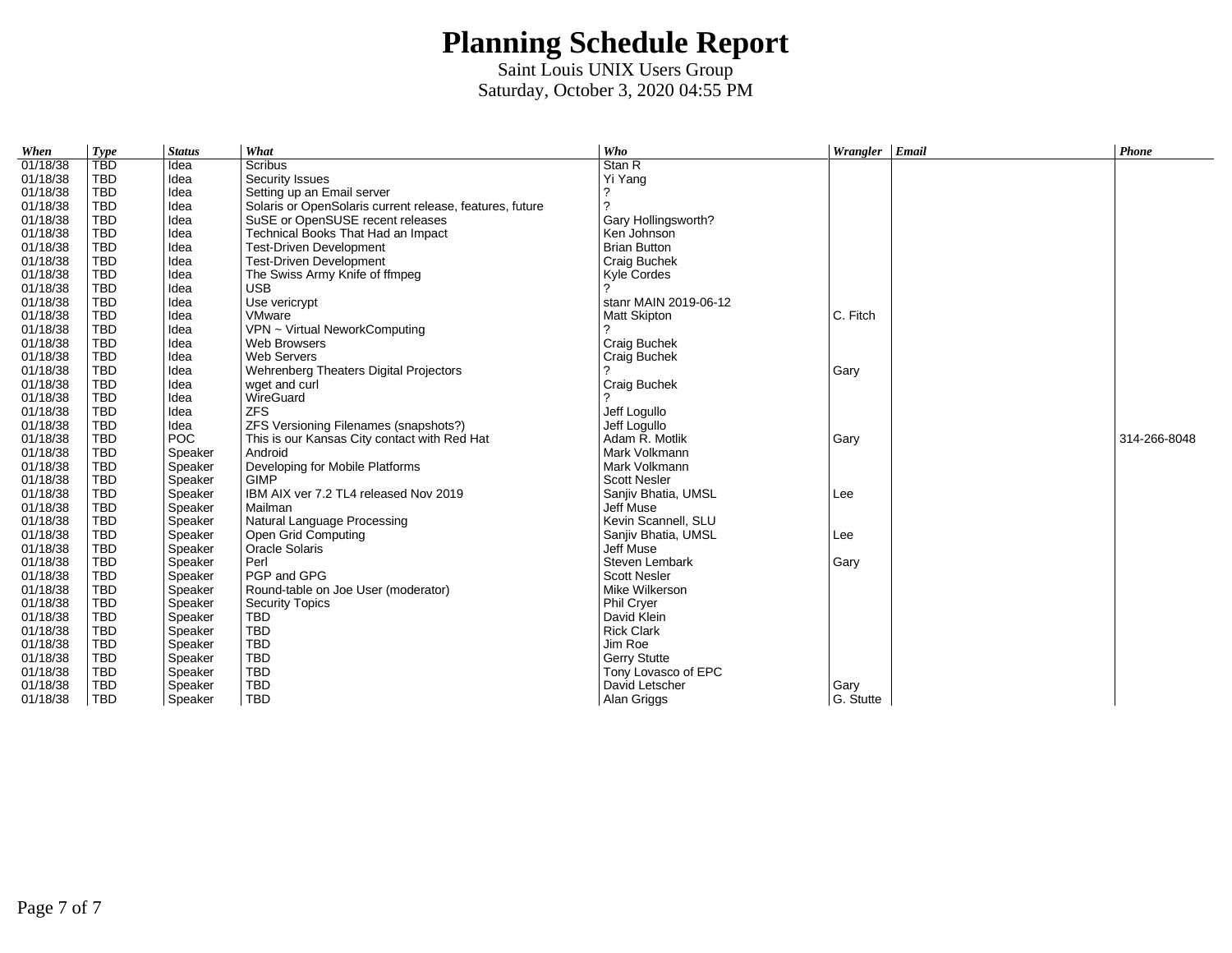# Planning Schedule Report

Saint Louis UNIX Users Group

Saturday, October 3, 2020 04:55 PM

| When | Type | Status | What | Who | Wrangler | Email | Phone |
|---|---|---|---|---|---|---|---|
| 01/18/38 | TBD | Idea | Scribus | Stan R | | | |
| 01/18/38 | TBD | Idea | Security Issues | Yi Yang | | | |
| 01/18/38 | TBD | Idea | Setting up an Email server | ? | | | |
| 01/18/38 | TBD | Idea | Solaris or OpenSolaris current release, features, future | ? | | | |
| 01/18/38 | TBD | Idea | SuSE or OpenSUSE recent releases | Gary Hollingsworth? | | | |
| 01/18/38 | TBD | Idea | Technical Books That Had an Impact | Ken Johnson | | | |
| 01/18/38 | TBD | Idea | Test-Driven Development | Brian Button | | | |
| 01/18/38 | TBD | Idea | Test-Driven Development | Craig Buchek | | | |
| 01/18/38 | TBD | Idea | The Swiss Army Knife of ffmpeg | Kyle Cordes | | | |
| 01/18/38 | TBD | Idea | USB | ? | | | |
| 01/18/38 | TBD | Idea | Use vericrypt | stanr MAIN 2019-06-12 | | | |
| 01/18/38 | TBD | Idea | VMware | Matt Skipton | C. Fitch | | |
| 01/18/38 | TBD | Idea | VPN ~ Virtual NeworkComputing | ? | | | |
| 01/18/38 | TBD | Idea | Web Browsers | Craig Buchek | | | |
| 01/18/38 | TBD | Idea | Web Servers | Craig Buchek | | | |
| 01/18/38 | TBD | Idea | Wehrenberg Theaters Digital Projectors | ? | Gary | | |
| 01/18/38 | TBD | Idea | wget and curl | Craig Buchek | | | |
| 01/18/38 | TBD | Idea | WireGuard | ? | | | |
| 01/18/38 | TBD | Idea | ZFS | Jeff Logullo | | | |
| 01/18/38 | TBD | Idea | ZFS Versioning Filenames (snapshots?) | Jeff Logullo | | | |
| 01/18/38 | TBD | POC | This is our Kansas City contact with Red Hat | Adam R. Motlik | Gary | | 314-266-8048 |
| 01/18/38 | TBD | Speaker | Android | Mark Volkmann | | | |
| 01/18/38 | TBD | Speaker | Developing for Mobile Platforms | Mark Volkmann | | | |
| 01/18/38 | TBD | Speaker | GIMP | Scott Nesler | | | |
| 01/18/38 | TBD | Speaker | IBM AIX ver 7.2 TL4 released Nov 2019 | Sanjiv Bhatia, UMSL | Lee | | |
| 01/18/38 | TBD | Speaker | Mailman | Jeff Muse | | | |
| 01/18/38 | TBD | Speaker | Natural Language Processing | Kevin Scannell, SLU | | | |
| 01/18/38 | TBD | Speaker | Open Grid Computing | Sanjiv Bhatia, UMSL | Lee | | |
| 01/18/38 | TBD | Speaker | Oracle Solaris | Jeff Muse | | | |
| 01/18/38 | TBD | Speaker | Perl | Steven Lembark | Gary | | |
| 01/18/38 | TBD | Speaker | PGP and GPG | Scott Nesler | | | |
| 01/18/38 | TBD | Speaker | Round-table on Joe User (moderator) | Mike Wilkerson | | | |
| 01/18/38 | TBD | Speaker | Security Topics | Phil Cryer | | | |
| 01/18/38 | TBD | Speaker | TBD | David Klein | | | |
| 01/18/38 | TBD | Speaker | TBD | Rick Clark | | | |
| 01/18/38 | TBD | Speaker | TBD | Jim Roe | | | |
| 01/18/38 | TBD | Speaker | TBD | Gerry Stutte | | | |
| 01/18/38 | TBD | Speaker | TBD | Tony Lovasco of EPC | | | |
| 01/18/38 | TBD | Speaker | TBD | David Letscher | Gary | | |
| 01/18/38 | TBD | Speaker | TBD | Alan Griggs | G. Stutte | | |